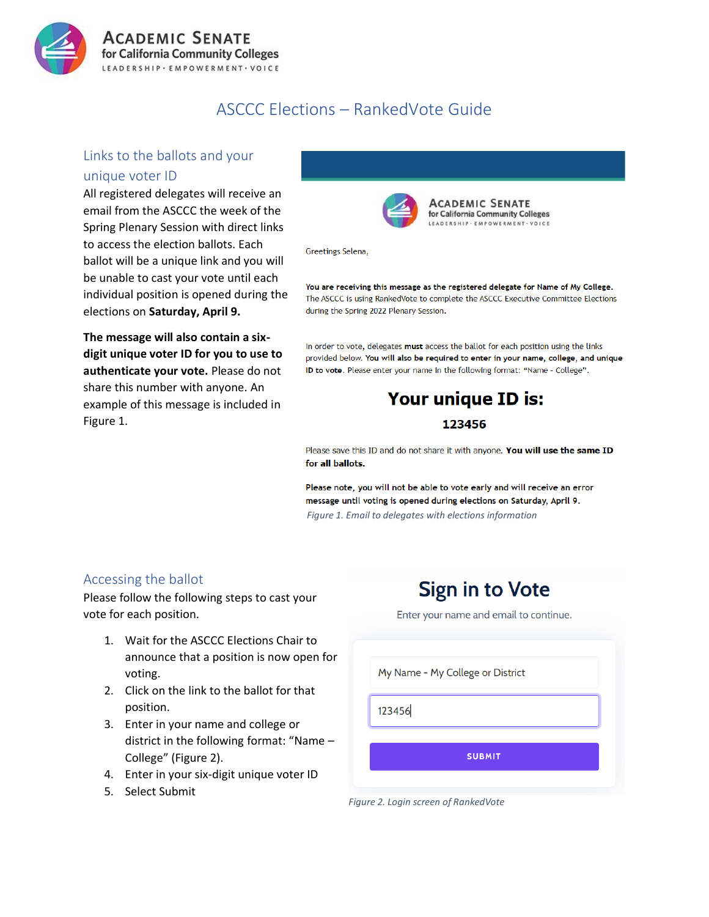# ASCCC Elections – RankedVote Guide

## Links to the ballots and your unique voter ID

All registered delegates will receive an email from the ASCCC the week of the Spring Plenary Session with direct links to access the election ballots. Each ballot will be a unique link and you will be unable to cast your vote until each individual position is opened during the elections on **Saturday, April 9.**

**The message will also contain a six-digit unique voter ID for you to use to authenticate your vote.** Please do not share this number with anyone. An example of this message is included in Figure 1.

Greetings Selena,

**You are receiving this message as the registered delegate for Name of My College.** The ASCCC is using RankedVote to complete the ASCCC Executive Committee Elections during the Spring 2022 Plenary Session.

In order to vote, delegates **must** access the ballot for each position using the links provided below. **You will also be required to enter in your name, college, and unique ID to vote**. Please enter your name in the following format: "Name - College".

**Your unique ID is:**

**123456**

Please save this ID and do not share it with anyone. **You will use the same ID for all ballots.**

**Please note, you will not be able to vote early and will receive an error message until voting is opened during elections on Saturday, April 9.**

*Figure 1. Email to delegates with elections information*

## Accessing the ballot

Please follow the following steps to cast your vote for each position.

1. Wait for the ASCCC Elections Chair to announce that a position is now open for voting.
2. Click on the link to the ballot for that position.
3. Enter in your name and college or district in the following format: "Name – College" (Figure 2).
4. Enter in your six-digit unique voter ID
5. Select Submit

**Sign in to Vote**

Enter your name and email to continue.

My Name - My College or District

123456

SUBMIT

*Figure 2. Login screen of RankedVote*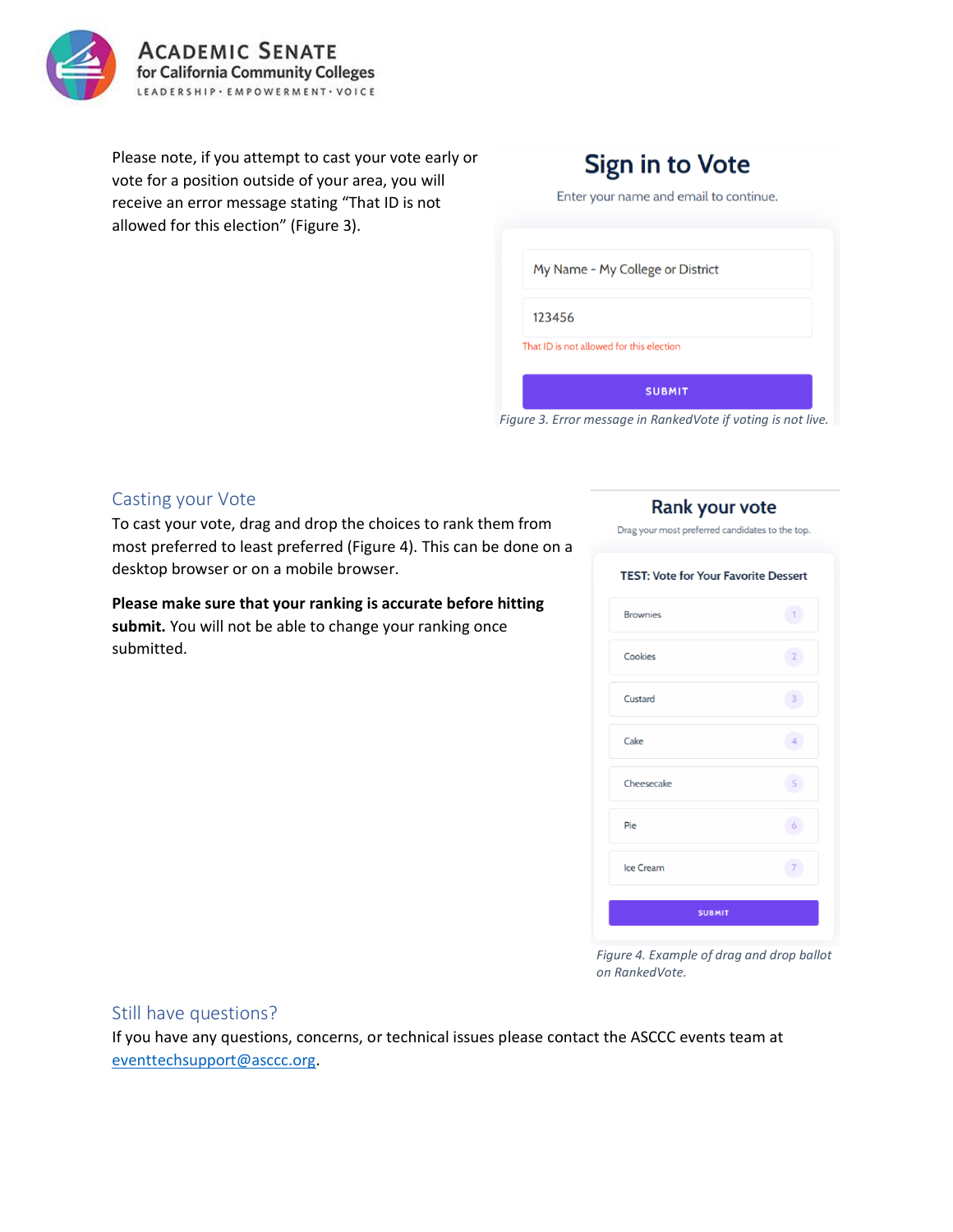Please note, if you attempt to cast your vote early or vote for a position outside of your area, you will receive an error message stating "That ID is not allowed for this election" (Figure 3).

Sign in to Vote

Enter your name and email to continue.

My Name - My College or District

123456

That ID is not allowed for this election

SUBMIT

*Figure 3. Error message in RankedVote if voting is not live.*

## Casting your Vote

To cast your vote, drag and drop the choices to rank them from most preferred to least preferred (Figure 4). This can be done on a desktop browser or on a mobile browser.

**Please make sure that your ranking is accurate before hitting submit.** You will not be able to change your ranking once submitted.

Rank your vote

Drag your most preferred candidates to the top.

TEST: Vote for Your Favorite Dessert

Brownies 1

Cookies 2

Custard 3

Cake 4

Cheesecake 5

Pie 6

Ice Cream 7

SUBMIT

*Figure 4. Example of drag and drop ballot on RankedVote.*

## Still have questions?

If you have any questions, concerns, or technical issues please contact the ASCCC events team at eventtechsupport@asccc.org.